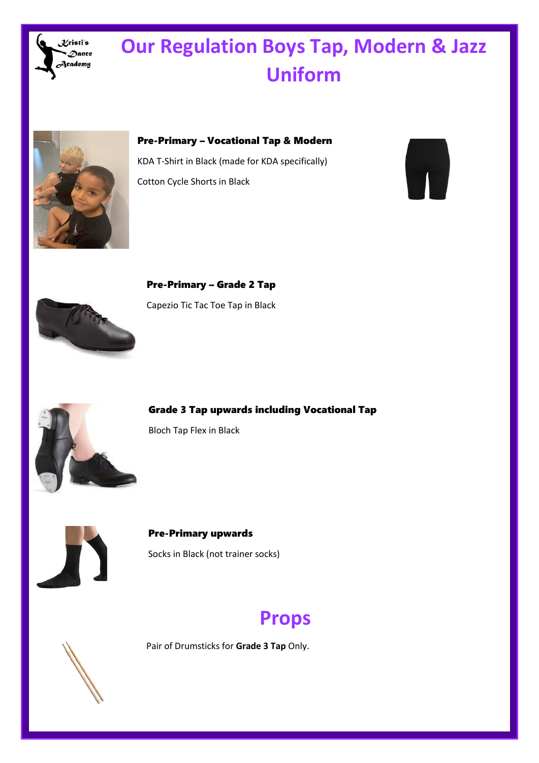# Our Regulation Boys Tap, Modern & Jazz Uniform

**Pre-Primary – Vocational Tap & Modern**

KDA T-Shirt in Black (made for KDA specifically)

Cotton Cycle Shorts in Black

**Pre-Primary – Grade 2 Tap**

Capezio Tic Tac Toe Tap in Black

**Grade 3 Tap upwards including Vocational Tap**

Bloch Tap Flex in Black

**Pre-Primary upwards**

Socks in Black (not trainer socks)

## Props

Pair of Drumsticks for **Grade 3 Tap** Only.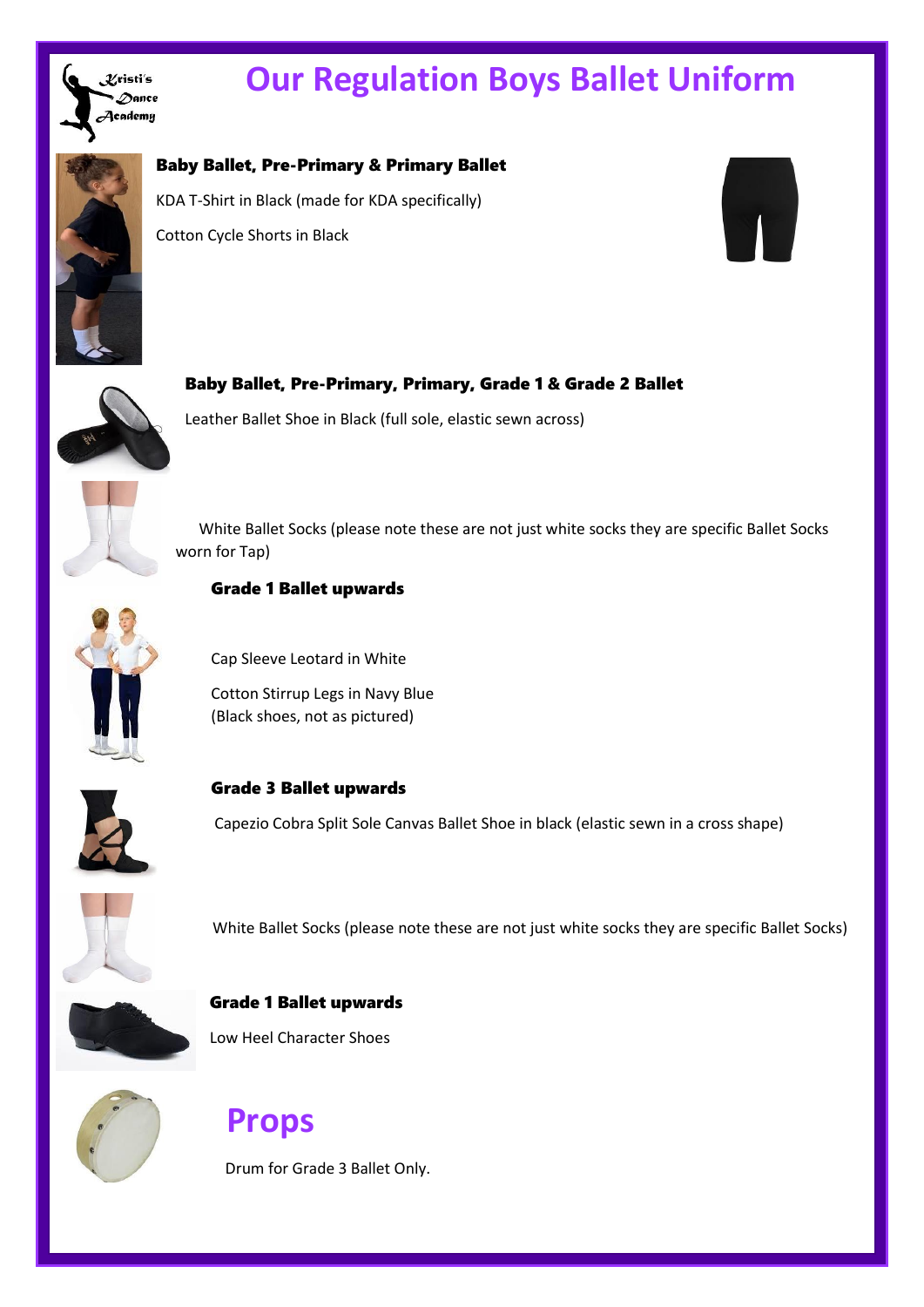# Our Regulation Boys Ballet Uniform

### Baby Ballet, Pre-Primary & Primary Ballet

KDA T-Shirt in Black (made for KDA specifically)

Cotton Cycle Shorts in Black

### Baby Ballet, Pre-Primary, Primary, Grade 1 & Grade 2 Ballet

Leather Ballet Shoe in Black (full sole, elastic sewn across)

White Ballet Socks (please note these are not just white socks they are specific Ballet Socks worn for Tap)

### Grade 1 Ballet upwards

Cap Sleeve Leotard in White

Cotton Stirrup Legs in Navy Blue
(Black shoes, not as pictured)

### Grade 3 Ballet upwards

Capezio Cobra Split Sole Canvas Ballet Shoe in black (elastic sewn in a cross shape)

White Ballet Socks (please note these are not just white socks they are specific Ballet Socks)

### Grade 1 Ballet upwards

Low Heel Character Shoes

## Props

Drum for Grade 3 Ballet Only.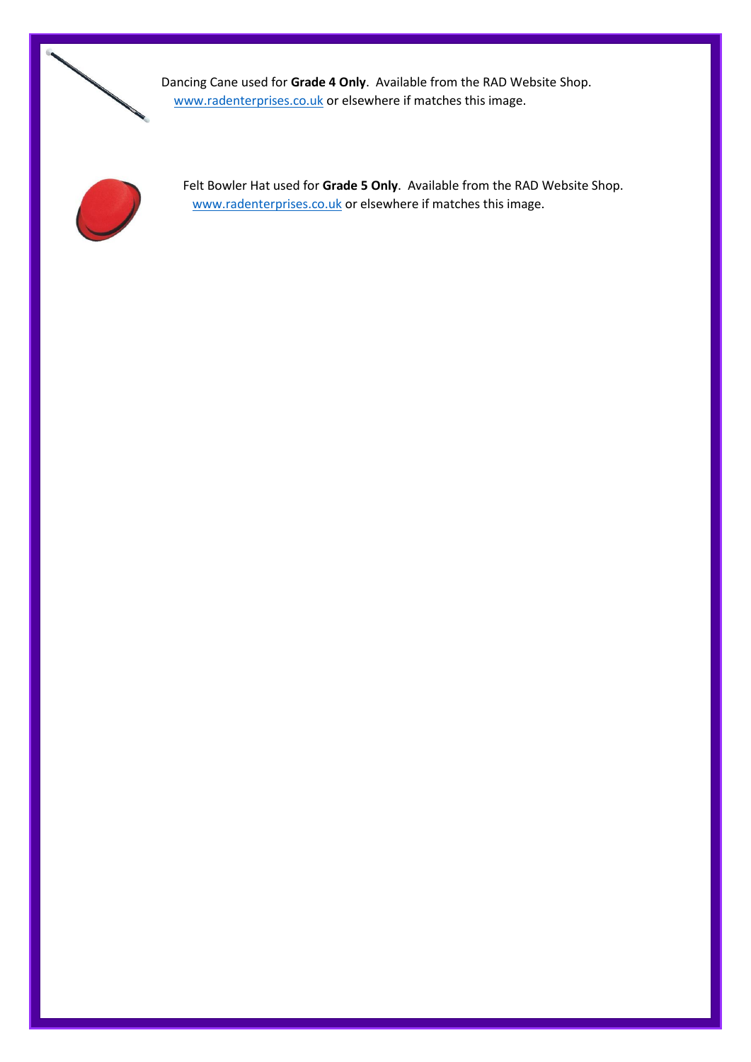Dancing Cane used for **Grade 4 Only**. Available from the RAD Website Shop. www.radenterprises.co.uk or elsewhere if matches this image.

Felt Bowler Hat used for **Grade 5 Only**. Available from the RAD Website Shop. www.radenterprises.co.uk or elsewhere if matches this image.